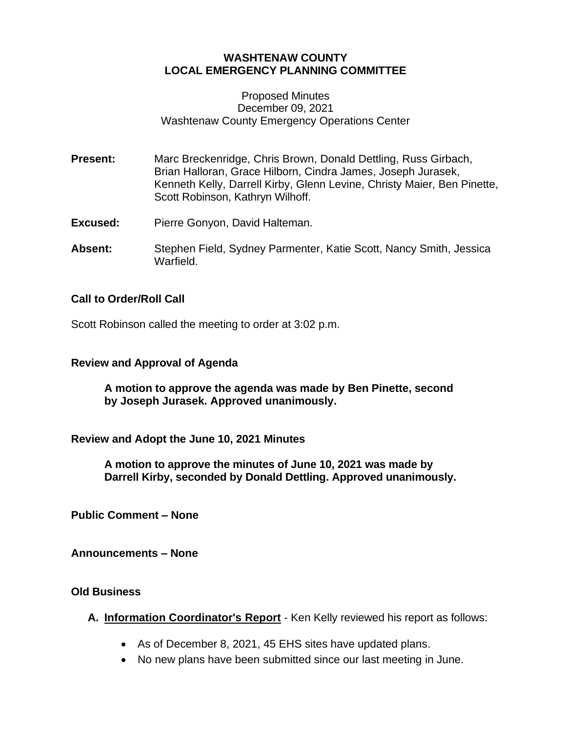# WASHTENAW COUNTY
# LOCAL EMERGENCY PLANNING COMMITTEE

Proposed Minutes
December 09, 2021
Washtenaw County Emergency Operations Center

**Present:** Marc Breckenridge, Chris Brown, Donald Dettling, Russ Girbach, Brian Halloran, Grace Hilborn, Cindra James, Joseph Jurasek, Kenneth Kelly, Darrell Kirby, Glenn Levine, Christy Maier, Ben Pinette, Scott Robinson, Kathryn Wilhoff.

**Excused:** Pierre Gonyon, David Halteman.

**Absent:** Stephen Field, Sydney Parmenter, Katie Scott, Nancy Smith, Jessica Warfield.

**Call to Order/Roll Call**

Scott Robinson called the meeting to order at 3:02 p.m.

**Review and Approval of Agenda**

> **A motion to approve the agenda was made by Ben Pinette, second by Joseph Jurasek. Approved unanimously.**

**Review and Adopt the June 10, 2021 Minutes**

> **A motion to approve the minutes of June 10, 2021 was made by Darrell Kirby, seconded by Donald Dettling. Approved unanimously.**

**Public Comment – None**

**Announcements – None**

**Old Business**

A. **Information Coordinator's Report** - Ken Kelly reviewed his report as follows:

- As of December 8, 2021, 45 EHS sites have updated plans.
- No new plans have been submitted since our last meeting in June.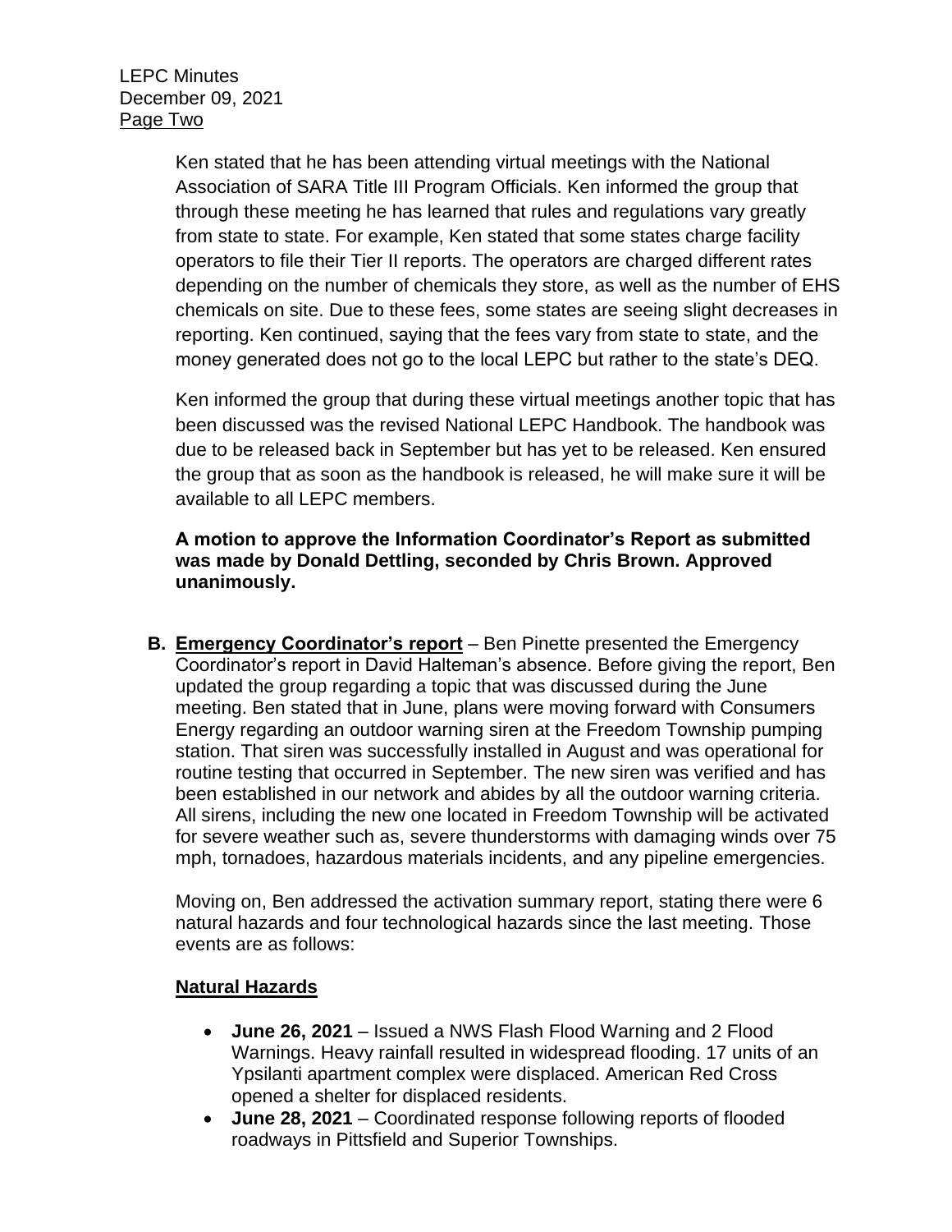Ken stated that he has been attending virtual meetings with the National Association of SARA Title III Program Officials. Ken informed the group that through these meeting he has learned that rules and regulations vary greatly from state to state. For example, Ken stated that some states charge facility operators to file their Tier II reports. The operators are charged different rates depending on the number of chemicals they store, as well as the number of EHS chemicals on site. Due to these fees, some states are seeing slight decreases in reporting. Ken continued, saying that the fees vary from state to state, and the money generated does not go to the local LEPC but rather to the state's DEQ.

Ken informed the group that during these virtual meetings another topic that has been discussed was the revised National LEPC Handbook. The handbook was due to be released back in September but has yet to be released. Ken ensured the group that as soon as the handbook is released, he will make sure it will be available to all LEPC members.

**A motion to approve the Information Coordinator's Report as submitted was made by Donald Dettling, seconded by Chris Brown. Approved unanimously.**

**B. <u>Emergency Coordinator's report</u>** – Ben Pinette presented the Emergency Coordinator's report in David Halteman's absence. Before giving the report, Ben updated the group regarding a topic that was discussed during the June meeting. Ben stated that in June, plans were moving forward with Consumers Energy regarding an outdoor warning siren at the Freedom Township pumping station. That siren was successfully installed in August and was operational for routine testing that occurred in September. The new siren was verified and has been established in our network and abides by all the outdoor warning criteria. All sirens, including the new one located in Freedom Township will be activated for severe weather such as, severe thunderstorms with damaging winds over 75 mph, tornadoes, hazardous materials incidents, and any pipeline emergencies.

Moving on, Ben addressed the activation summary report, stating there were 6 natural hazards and four technological hazards since the last meeting. Those events are as follows:

**<u>Natural Hazards</u>**

- **June 26, 2021** – Issued a NWS Flash Flood Warning and 2 Flood Warnings. Heavy rainfall resulted in widespread flooding. 17 units of an Ypsilanti apartment complex were displaced. American Red Cross opened a shelter for displaced residents.
- **June 28, 2021** – Coordinated response following reports of flooded roadways in Pittsfield and Superior Townships.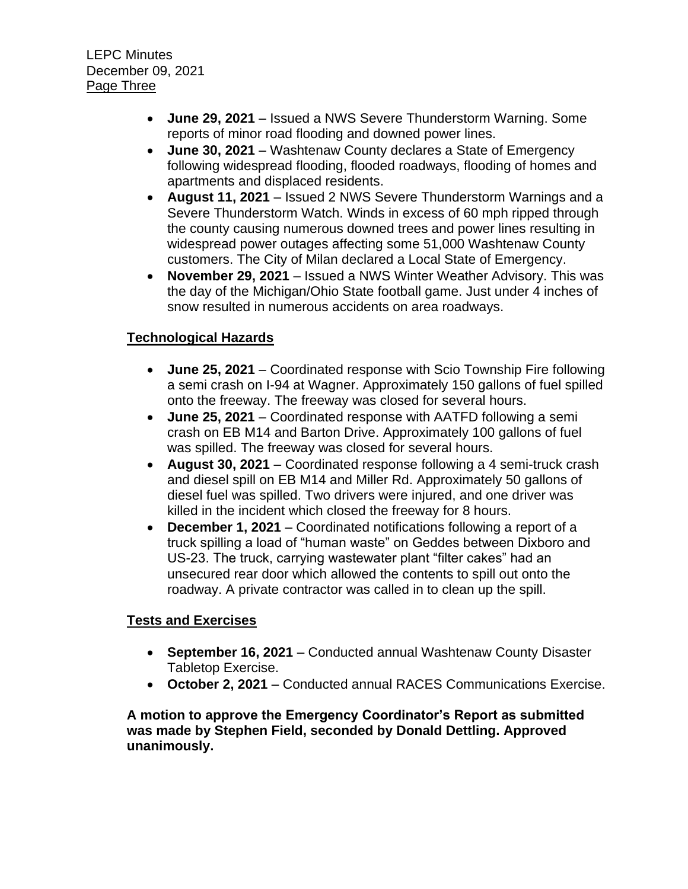- **June 29, 2021** – Issued a NWS Severe Thunderstorm Warning. Some reports of minor road flooding and downed power lines.
- **June 30, 2021** – Washtenaw County declares a State of Emergency following widespread flooding, flooded roadways, flooding of homes and apartments and displaced residents.
- **August 11, 2021** – Issued 2 NWS Severe Thunderstorm Warnings and a Severe Thunderstorm Watch. Winds in excess of 60 mph ripped through the county causing numerous downed trees and power lines resulting in widespread power outages affecting some 51,000 Washtenaw County customers. The City of Milan declared a Local State of Emergency.
- **November 29, 2021** – Issued a NWS Winter Weather Advisory. This was the day of the Michigan/Ohio State football game. Just under 4 inches of snow resulted in numerous accidents on area roadways.

## Technological Hazards

- **June 25, 2021** – Coordinated response with Scio Township Fire following a semi crash on I-94 at Wagner. Approximately 150 gallons of fuel spilled onto the freeway. The freeway was closed for several hours.
- **June 25, 2021** – Coordinated response with AATFD following a semi crash on EB M14 and Barton Drive. Approximately 100 gallons of fuel was spilled. The freeway was closed for several hours.
- **August 30, 2021** – Coordinated response following a 4 semi-truck crash and diesel spill on EB M14 and Miller Rd. Approximately 50 gallons of diesel fuel was spilled. Two drivers were injured, and one driver was killed in the incident which closed the freeway for 8 hours.
- **December 1, 2021** – Coordinated notifications following a report of a truck spilling a load of "human waste" on Geddes between Dixboro and US-23. The truck, carrying wastewater plant "filter cakes" had an unsecured rear door which allowed the contents to spill out onto the roadway. A private contractor was called in to clean up the spill.

## Tests and Exercises

- **September 16, 2021** – Conducted annual Washtenaw County Disaster Tabletop Exercise.
- **October 2, 2021** – Conducted annual RACES Communications Exercise.

**A motion to approve the Emergency Coordinator's Report as submitted was made by Stephen Field, seconded by Donald Dettling. Approved unanimously.**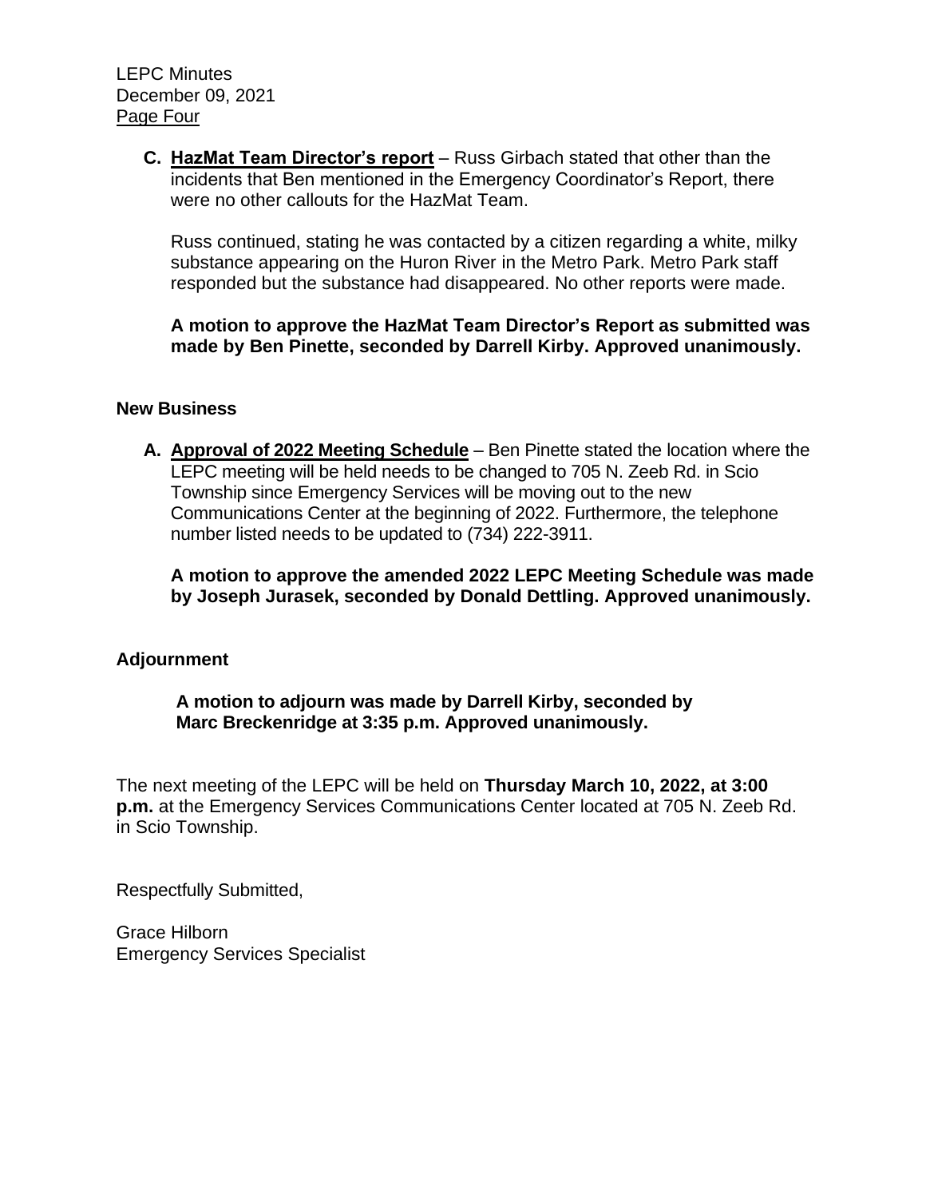**C. <u>HazMat Team Director's report</u>** – Russ Girbach stated that other than the incidents that Ben mentioned in the Emergency Coordinator's Report, there were no other callouts for the HazMat Team.

Russ continued, stating he was contacted by a citizen regarding a white, milky substance appearing on the Huron River in the Metro Park. Metro Park staff responded but the substance had disappeared. No other reports were made.

**A motion to approve the HazMat Team Director's Report as submitted was made by Ben Pinette, seconded by Darrell Kirby. Approved unanimously.**

## New Business

**A. <u>Approval of 2022 Meeting Schedule</u>** – Ben Pinette stated the location where the LEPC meeting will be held needs to be changed to 705 N. Zeeb Rd. in Scio Township since Emergency Services will be moving out to the new Communications Center at the beginning of 2022. Furthermore, the telephone number listed needs to be updated to (734) 222-3911.

**A motion to approve the amended 2022 LEPC Meeting Schedule was made by Joseph Jurasek, seconded by Donald Dettling. Approved unanimously.**

## Adjournment

**A motion to adjourn was made by Darrell Kirby, seconded by Marc Breckenridge at 3:35 p.m. Approved unanimously.**

The next meeting of the LEPC will be held on **Thursday March 10, 2022, at 3:00 p.m.** at the Emergency Services Communications Center located at 705 N. Zeeb Rd. in Scio Township.

Respectfully Submitted,

Grace Hilborn
Emergency Services Specialist